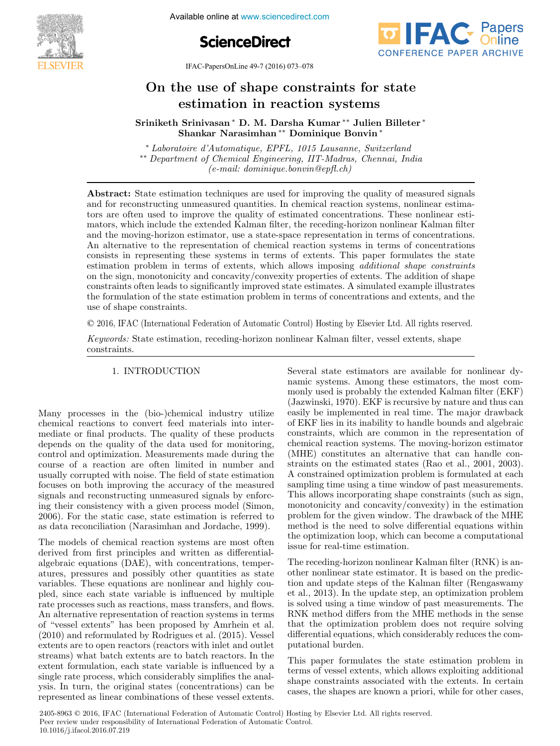# On the use of shape constraints for state estimation in reaction systems

**Sriniketh Srinivasan** * **D. M. Darsha Kumar** ** **Julien Billeter** * **Shankar Narasimhan** ** **Dominique Bonvin** *

\* *Laboratoire d'Automatique, EPFL, 1015 Lausanne, Switzerland*
\*\* *Department of Chemical Engineering, IIT-Madras, Chennai, India*
*(e-mail: dominique.bonvin@epfl.ch)*

**Abstract:** State estimation techniques are used for improving the quality of measured signals and for reconstructing unmeasured quantities. In chemical reaction systems, nonlinear estimators are often used to improve the quality of estimated concentrations. These nonlinear estimators, which include the extended Kalman filter, the receding-horizon nonlinear Kalman filter and the moving-horizon estimator, use a state-space representation in terms of concentrations. An alternative to the representation of chemical reaction systems in terms of concentrations consists in representing these systems in terms of extents. This paper formulates the state estimation problem in terms of extents, which allows imposing *additional shape constraints* on the sign, monotonicity and concavity/convexity properties of extents. The addition of shape constraints often leads to significantly improved state estimates. A simulated example illustrates the formulation of the state estimation problem in terms of concentrations and extents, and the use of shape constraints.

© 2016, IFAC (International Federation of Automatic Control) Hosting by Elsevier Ltd. All rights reserved.

*Keywords:* State estimation, receding-horizon nonlinear Kalman filter, vessel extents, shape constraints.

## 1. INTRODUCTION

Many processes in the (bio-)chemical industry utilize chemical reactions to convert feed materials into intermediate or final products. The quality of these products depends on the quality of the data used for monitoring, control and optimization. Measurements made during the course of a reaction are often limited in number and usually corrupted with noise. The field of state estimation focuses on both improving the accuracy of the measured signals and reconstructing unmeasured signals by enforcing their consistency with a given process model (Simon, 2006). For the static case, state estimation is referred to as data reconciliation (Narasimhan and Jordache, 1999).

The models of chemical reaction systems are most often derived from first principles and written as differential-algebraic equations (DAE), with concentrations, temperatures, pressures and possibly other quantities as state variables. These equations are nonlinear and highly coupled, since each state variable is influenced by multiple rate processes such as reactions, mass transfers, and flows. An alternative representation of reaction systems in terms of "vessel extents" has been proposed by Amrhein et al. (2010) and reformulated by Rodrigues et al. (2015). Vessel extents are to open reactors (reactors with inlet and outlet streams) what batch extents are to batch reactors. In the extent formulation, each state variable is influenced by a single rate process, which considerably simplifies the analysis. In turn, the original states (concentrations) can be represented as linear combinations of these vessel extents.

Several state estimators are available for nonlinear dynamic systems. Among these estimators, the most commonly used is probably the extended Kalman filter (EKF) (Jazwinski, 1970). EKF is recursive by nature and thus can easily be implemented in real time. The major drawback of EKF lies in its inability to handle bounds and algebraic constraints, which are common in the representation of chemical reaction systems. The moving-horizon estimator (MHE) constitutes an alternative that can handle constraints on the estimated states (Rao et al., 2001, 2003). A constrained optimization problem is formulated at each sampling time using a time window of past measurements. This allows incorporating shape constraints (such as sign, monotonicity and concavity/convexity) in the estimation problem for the given window. The drawback of the MHE method is the need to solve differential equations within the optimization loop, which can become a computational issue for real-time estimation.

The receding-horizon nonlinear Kalman filter (RNK) is another nonlinear state estimator. It is based on the prediction and update steps of the Kalman filter (Rengaswamy et al., 2013). In the update step, an optimization problem is solved using a time window of past measurements. The RNK method differs from the MHE methods in the sense that the optimization problem does not require solving differential equations, which considerably reduces the computational burden.

This paper formulates the state estimation problem in terms of vessel extents, which allows exploiting additional shape constraints associated with the extents. In certain cases, the shapes are known a priori, while for other cases,

2405-8963 © 2016, IFAC (International Federation of Automatic Control) Hosting by Elsevier Ltd. All rights reserved.
Peer review under responsibility of International Federation of Automatic Control.
10.1016/j.ifacol.2016.07.219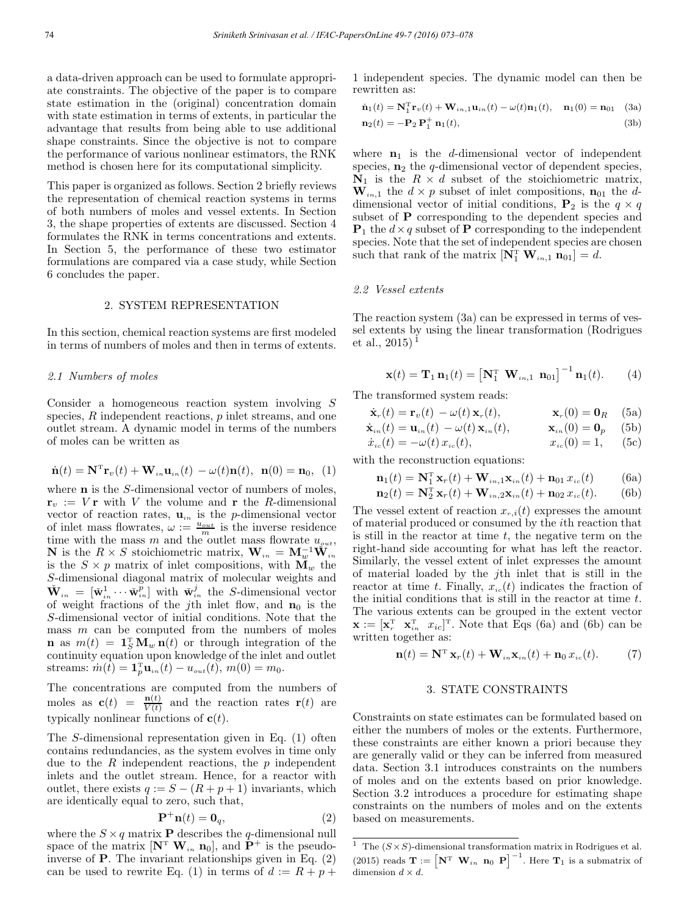a data-driven approach can be used to formulate appropriate constraints. The objective of the paper is to compare state estimation in the (original) concentration domain with state estimation in terms of extents, in particular the advantage that results from being able to use additional shape constraints. Since the objective is not to compare the performance of various nonlinear estimators, the RNK method is chosen here for its computational simplicity.

This paper is organized as follows. Section 2 briefly reviews the representation of chemical reaction systems in terms of both numbers of moles and vessel extents. In Section 3, the shape properties of extents are discussed. Section 4 formulates the RNK in terms concentrations and extents. In Section 5, the performance of these two estimator formulations are compared via a case study, while Section 6 concludes the paper.

## 2. SYSTEM REPRESENTATION

In this section, chemical reaction systems are first modeled in terms of numbers of moles and then in terms of extents.

### 2.1 Numbers of moles

Consider a homogeneous reaction system involving $S$ species, $R$ independent reactions, $p$ inlet streams, and one outlet stream. A dynamic model in terms of the numbers of moles can be written as

$$\dot{\mathbf{n}}(t) = \mathbf{N}^{\mathrm{T}}\mathbf{r}_v(t) + \mathbf{W}_{in}\mathbf{u}_{in}(t) - \omega(t)\mathbf{n}(t), \quad \mathbf{n}(0) = \mathbf{n}_0, \quad (1)$$

where $\mathbf{n}$ is the $S$-dimensional vector of numbers of moles, $\mathbf{r}_v := V\,\mathbf{r}$ with $V$ the volume and $\mathbf{r}$ the $R$-dimensional vector of reaction rates, $\mathbf{u}_{in}$ is the $p$-dimensional vector of inlet mass flowrates, $\omega := \frac{u_{out}}{m}$ is the inverse residence time with the mass $m$ and the outlet mass flowrate $u_{out}$, $\mathbf{N}$ is the $R \times S$ stoichiometric matrix, $\mathbf{W}_{in} = \mathbf{M}_w^{-1}\check{\mathbf{W}}_{in}$ is the $S \times p$ matrix of inlet compositions, with $\mathbf{M}_w$ the $S$-dimensional diagonal matrix of molecular weights and $\check{\mathbf{W}}_{in} = [\check{\mathbf{w}}_{in}^1 \cdots \check{\mathbf{w}}_{in}^p]$ with $\check{\mathbf{w}}_{in}^j$ the $S$-dimensional vector of weight fractions of the $j$th inlet flow, and $\mathbf{n}_0$ is the $S$-dimensional vector of initial conditions. Note that the mass $m$ can be computed from the numbers of moles $\mathbf{n}$ as $m(t) = \mathbf{1}_S^{\mathrm{T}}\mathbf{M}_w\,\mathbf{n}(t)$ or through integration of the continuity equation upon knowledge of the inlet and outlet streams: $\dot{m}(t) = \mathbf{1}_p^{\mathrm{T}}\mathbf{u}_{in}(t) - u_{out}(t)$, $m(0) = m_0$.

The concentrations are computed from the numbers of moles as $\mathbf{c}(t) = \frac{\mathbf{n}(t)}{V(t)}$ and the reaction rates $\mathbf{r}(t)$ are typically nonlinear functions of $\mathbf{c}(t)$.

The $S$-dimensional representation given in Eq. (1) often contains redundancies, as the system evolves in time only due to the $R$ independent reactions, the $p$ independent inlets and the outlet stream. Hence, for a reactor with outlet, there exists $q := S - (R + p + 1)$ invariants, which are identically equal to zero, such that,

$$\mathbf{P}^{+}\mathbf{n}(t) = \mathbf{0}_q, \quad (2)$$

where the $S \times q$ matrix $\mathbf{P}$ describes the $q$-dimensional null space of the matrix $[\mathbf{N}^{\mathrm{T}}\ \mathbf{W}_{in}\ \mathbf{n}_0]$, and $\mathbf{P}^{+}$ is the pseudo-inverse of $\mathbf{P}$. The invariant relationships given in Eq. (2) can be used to rewrite Eq. (1) in terms of $d := R + p + 1$ independent species. The dynamic model can then be rewritten as:

$$\dot{\mathbf{n}}_1(t) = \mathbf{N}_1^{\mathrm{T}}\mathbf{r}_v(t) + \mathbf{W}_{in,1}\mathbf{u}_{in}(t) - \omega(t)\mathbf{n}_1(t), \quad \mathbf{n}_1(0) = \mathbf{n}_{01} \quad (3a)$$

$$\mathbf{n}_2(t) = -\mathbf{P}_2\,\mathbf{P}_1^{+}\,\mathbf{n}_1(t), \quad (3b)$$

where $\mathbf{n}_1$ is the $d$-dimensional vector of independent species, $\mathbf{n}_2$ the $q$-dimensional vector of dependent species, $\mathbf{N}_1$ is the $R \times d$ subset of the stoichiometric matrix, $\mathbf{W}_{in,1}$ the $d \times p$ subset of inlet compositions, $\mathbf{n}_{01}$ the $d$-dimensional vector of initial conditions, $\mathbf{P}_2$ is the $q \times q$ subset of $\mathbf{P}$ corresponding to the dependent species and $\mathbf{P}_1$ the $d \times q$ subset of $\mathbf{P}$ corresponding to the independent species. Note that the set of independent species are chosen such that rank of the matrix $[\mathbf{N}_1^{\mathrm{T}}\ \mathbf{W}_{in,1}\ \mathbf{n}_{01}] = d$.

### 2.2 Vessel extents

The reaction system (3a) can be expressed in terms of vessel extents by using the linear transformation (Rodrigues et al., 2015)[1]

$$\mathbf{x}(t) = \mathbf{T}_1\,\mathbf{n}_1(t) = \left[\mathbf{N}_1^{\mathrm{T}}\ \ \mathbf{W}_{in,1}\ \ \mathbf{n}_{01}\right]^{-1}\mathbf{n}_1(t). \quad (4)$$

The transformed system reads:

$$\dot{\mathbf{x}}_r(t) = \mathbf{r}_v(t) - \omega(t)\,\mathbf{x}_r(t), \qquad \mathbf{x}_r(0) = \mathbf{0}_R \quad (5a)$$

$$\dot{\mathbf{x}}_{in}(t) = \mathbf{u}_{in}(t) - \omega(t)\,\mathbf{x}_{in}(t), \qquad \mathbf{x}_{in}(0) = \mathbf{0}_p \quad (5b)$$

$$\dot{x}_{ic}(t) = -\omega(t)\,x_{ic}(t), \qquad x_{ic}(0) = 1, \quad (5c)$$

with the reconstruction equations:

$$\mathbf{n}_1(t) = \mathbf{N}_1^{\mathrm{T}}\,\mathbf{x}_r(t) + \mathbf{W}_{in,1}\mathbf{x}_{in}(t) + \mathbf{n}_{01}\,x_{ic}(t) \quad (6a)$$

$$\mathbf{n}_2(t) = \mathbf{N}_2^{\mathrm{T}}\,\mathbf{x}_r(t) + \mathbf{W}_{in,2}\mathbf{x}_{in}(t) + \mathbf{n}_{02}\,x_{ic}(t). \quad (6b)$$

The vessel extent of reaction $x_{r,i}(t)$ expresses the amount of material produced or consumed by the $i$th reaction that is still in the reactor at time $t$, the negative term on the right-hand side accounting for what has left the reactor. Similarly, the vessel extent of inlet expresses the amount of material loaded by the $j$th inlet that is still in the reactor at time $t$. Finally, $x_{ic}(t)$ indicates the fraction of the initial conditions that is still in the reactor at time $t$. The various extents can be grouped in the extent vector $\mathbf{x} := [\mathbf{x}_r^{\mathrm{T}}\ \ \mathbf{x}_{in}^{\mathrm{T}}\ \ x_{ic}]^{\mathrm{T}}$. Note that Eqs (6a) and (6b) can be written together as:

$$\mathbf{n}(t) = \mathbf{N}^{\mathrm{T}}\,\mathbf{x}_r(t) + \mathbf{W}_{in}\mathbf{x}_{in}(t) + \mathbf{n}_0\,x_{ic}(t). \quad (7)$$

## 3. STATE CONSTRAINTS

Constraints on state estimates can be formulated based on either the numbers of moles or the extents. Furthermore, these constraints are either known a priori because they are generally valid or they can be inferred from measured data. Section 3.1 introduces constraints on the numbers of moles and on the extents based on prior knowledge. Section 3.2 introduces a procedure for estimating shape constraints on the numbers of moles and on the extents based on measurements.

---

[1] The $(S \times S)$-dimensional transformation matrix in Rodrigues et al. (2015) reads $\mathbf{T} := \left[\mathbf{N}^{\mathrm{T}}\ \ \mathbf{W}_{in}\ \ \mathbf{n}_0\ \ \mathbf{P}\right]^{-1}$. Here $\mathbf{T}_1$ is a submatrix of dimension $d \times d$.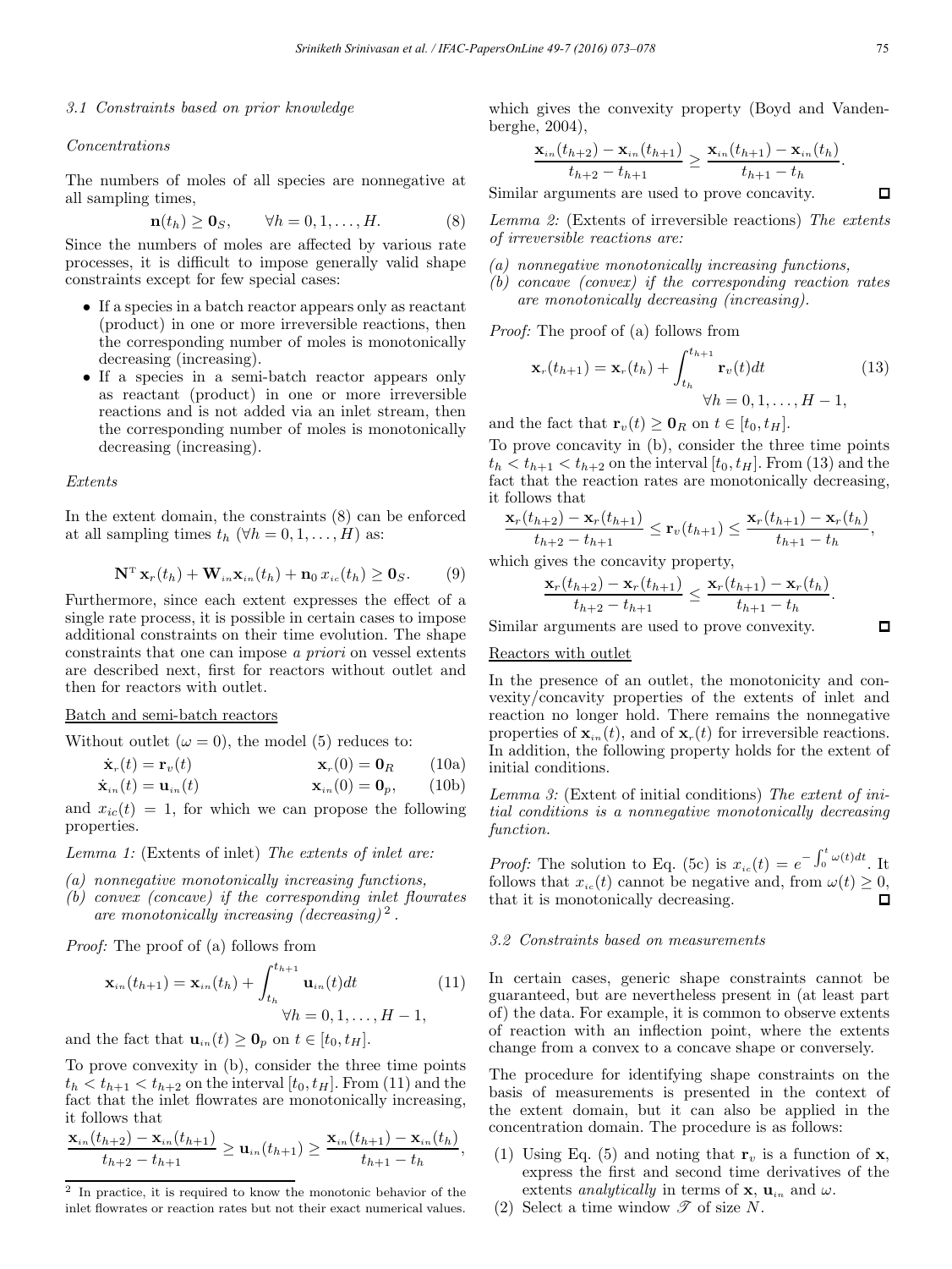### 3.1 Constraints based on prior knowledge

*Concentrations*

The numbers of moles of all species are nonnegative at all sampling times,

$$\mathbf{n}(t_h) \geq \mathbf{0}_S, \qquad \forall h = 0, 1, \ldots, H. \tag{8}$$

Since the numbers of moles are affected by various rate processes, it is difficult to impose generally valid shape constraints except for few special cases:

- If a species in a batch reactor appears only as reactant (product) in one or more irreversible reactions, then the corresponding number of moles is monotonically decreasing (increasing).
- If a species in a semi-batch reactor appears only as reactant (product) in one or more irreversible reactions and is not added via an inlet stream, then the corresponding number of moles is monotonically decreasing (increasing).

*Extents*

In the extent domain, the constraints (8) can be enforced at all sampling times $t_h$ ($\forall h = 0, 1, \ldots, H$) as:

$$\mathbf{N}^{\mathrm{T}}\, \mathbf{x}_r(t_h) + \mathbf{W}_{in}\mathbf{x}_{in}(t_h) + \mathbf{n}_0\, x_{ic}(t_h) \geq \mathbf{0}_S. \tag{9}$$

Furthermore, since each extent expresses the effect of a single rate process, it is possible in certain cases to impose additional constraints on their time evolution. The shape constraints that one can impose *a priori* on vessel extents are described next, first for reactors without outlet and then for reactors with outlet.

Batch and semi-batch reactors

Without outlet ($\omega = 0$), the model (5) reduces to:

$$\dot{\mathbf{x}}_r(t) = \mathbf{r}_v(t) \qquad\qquad \mathbf{x}_r(0) = \mathbf{0}_R \tag{10a}$$

$$\dot{\mathbf{x}}_{in}(t) = \mathbf{u}_{in}(t) \qquad\qquad \mathbf{x}_{in}(0) = \mathbf{0}_p, \tag{10b}$$

and $x_{ic}(t) = 1$, for which we can propose the following properties.

*Lemma 1:* (Extents of inlet) *The extents of inlet are:*

*(a) nonnegative monotonically increasing functions,*
*(b) convex (concave) if the corresponding inlet flowrates are monotonically increasing (decreasing)*[2].

*Proof:* The proof of (a) follows from

$$\mathbf{x}_{in}(t_{h+1}) = \mathbf{x}_{in}(t_h) + \int_{t_h}^{t_{h+1}} \mathbf{u}_{in}(t)dt \tag{11}$$
$$\forall h = 0, 1, \ldots, H-1,$$

and the fact that $\mathbf{u}_{in}(t) \geq \mathbf{0}_p$ on $t \in [t_0, t_H]$.

To prove convexity in (b), consider the three time points $t_h < t_{h+1} < t_{h+2}$ on the interval $[t_0, t_H]$. From (11) and the fact that the inlet flowrates are monotonically increasing, it follows that

$$\frac{\mathbf{x}_{in}(t_{h+2}) - \mathbf{x}_{in}(t_{h+1})}{t_{h+2} - t_{h+1}} \geq \mathbf{u}_{in}(t_{h+1}) \geq \frac{\mathbf{x}_{in}(t_{h+1}) - \mathbf{x}_{in}(t_h)}{t_{h+1} - t_h},$$

which gives the convexity property (Boyd and Vandenberghe, 2004),

$$\frac{\mathbf{x}_{in}(t_{h+2}) - \mathbf{x}_{in}(t_{h+1})}{t_{h+2} - t_{h+1}} \geq \frac{\mathbf{x}_{in}(t_{h+1}) - \mathbf{x}_{in}(t_h)}{t_{h+1} - t_h}.$$

Similar arguments are used to prove concavity. □

*Lemma 2:* (Extents of irreversible reactions) *The extents of irreversible reactions are:*

*(a) nonnegative monotonically increasing functions,*
*(b) concave (convex) if the corresponding reaction rates are monotonically decreasing (increasing).*

*Proof:* The proof of (a) follows from

$$\mathbf{x}_r(t_{h+1}) = \mathbf{x}_r(t_h) + \int_{t_h}^{t_{h+1}} \mathbf{r}_v(t)dt \tag{13}$$
$$\forall h = 0, 1, \ldots, H-1,$$

and the fact that $\mathbf{r}_v(t) \geq \mathbf{0}_R$ on $t \in [t_0, t_H]$.

To prove concavity in (b), consider the three time points $t_h < t_{h+1} < t_{h+2}$ on the interval $[t_0, t_H]$. From (13) and the fact that the reaction rates are monotonically decreasing, it follows that

$$\frac{\mathbf{x}_r(t_{h+2}) - \mathbf{x}_r(t_{h+1})}{t_{h+2} - t_{h+1}} \leq \mathbf{r}_v(t_{h+1}) \leq \frac{\mathbf{x}_r(t_{h+1}) - \mathbf{x}_r(t_h)}{t_{h+1} - t_h},$$

which gives the concavity property,

$$\frac{\mathbf{x}_r(t_{h+2}) - \mathbf{x}_r(t_{h+1})}{t_{h+2} - t_{h+1}} \leq \frac{\mathbf{x}_r(t_{h+1}) - \mathbf{x}_r(t_h)}{t_{h+1} - t_h}.$$

Similar arguments are used to prove convexity. □

Reactors with outlet

In the presence of an outlet, the monotonicity and convexity/concavity properties of the extents of inlet and reaction no longer hold. There remains the nonnegative properties of $\mathbf{x}_{in}(t)$, and of $\mathbf{x}_r(t)$ for irreversible reactions. In addition, the following property holds for the extent of initial conditions.

*Lemma 3:* (Extent of initial conditions) *The extent of initial conditions is a nonnegative monotonically decreasing function.*

*Proof:* The solution to Eq. (5c) is $x_{ic}(t) = e^{-\int_0^t \omega(t)dt}$. It follows that $x_{ic}(t)$ cannot be negative and, from $\omega(t) \geq 0$, that it is monotonically decreasing. □

### 3.2 Constraints based on measurements

In certain cases, generic shape constraints cannot be guaranteed, but are nevertheless present in (at least part of) the data. For example, it is common to observe extents of reaction with an inflection point, where the extents change from a convex to a concave shape or conversely.

The procedure for identifying shape constraints on the basis of measurements is presented in the context of the extent domain, but it can also be applied in the concentration domain. The procedure is as follows:

(1) Using Eq. (5) and noting that $\mathbf{r}_v$ is a function of $\mathbf{x}$, express the first and second time derivatives of the extents *analytically* in terms of $\mathbf{x}$, $\mathbf{u}_{in}$ and $\omega$.
(2) Select a time window $\mathscr{T}$ of size $N$.

---

[2] In practice, it is required to know the monotonic behavior of the inlet flowrates or reaction rates but not their exact numerical values.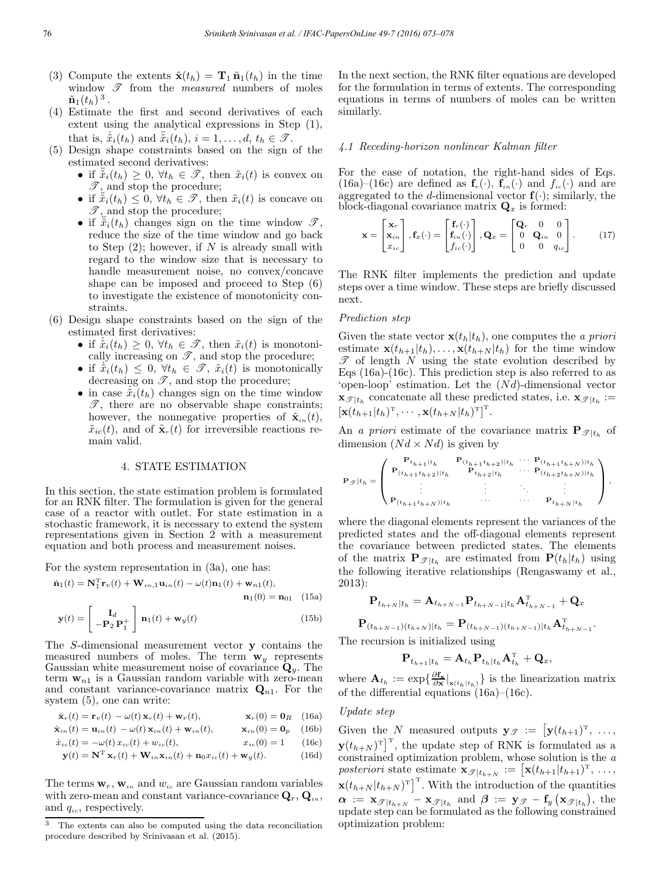(3) Compute the extents $\tilde{\mathbf{x}}(t_h) = \mathbf{T}_1\,\tilde{\mathbf{n}}_1(t_h)$ in the time window $\mathscr{T}$ from the *measured* numbers of moles $\tilde{\mathbf{n}}_1(t_h)$ [3].
(4) Estimate the first and second derivatives of each extent using the analytical expressions in Step (1), that is, $\dot{\tilde{x}}_i(t_h)$ and $\ddot{\tilde{x}}_i(t_h)$, $i = 1, \ldots, d$, $t_h \in \mathscr{T}$.
(5) Design shape constraints based on the sign of the estimated second derivatives:
   - if $\ddot{\tilde{x}}_i(t_h) \geq 0$, $\forall t_h \in \mathscr{T}$, then $\tilde{x}_i(t)$ is convex on $\mathscr{T}$, and stop the procedure;
   - if $\ddot{\tilde{x}}_i(t_h) \leq 0$, $\forall t_h \in \mathscr{T}$, then $\tilde{x}_i(t)$ is concave on $\mathscr{T}$, and stop the procedure;
   - if $\ddot{\tilde{x}}_i(t_h)$ changes sign on the time window $\mathscr{T}$, reduce the size of the time window and go back to Step (2); however, if $N$ is already small with regard to the window size that is necessary to handle measurement noise, no convex/concave shape can be imposed and proceed to Step (6) to investigate the existence of monotonicity constraints.
(6) Design shape constraints based on the sign of the estimated first derivatives:
   - if $\dot{\tilde{x}}_i(t_h) \geq 0$, $\forall t_h \in \mathscr{T}$, then $\tilde{x}_i(t)$ is monotonically increasing on $\mathscr{T}$, and stop the procedure;
   - if $\dot{\tilde{x}}_i(t_h) \leq 0$, $\forall t_h \in \mathscr{T}$, $\tilde{x}_i(t)$ is monotonically decreasing on $\mathscr{T}$, and stop the procedure;
   - in case $\dot{\tilde{x}}_i(t_h)$ changes sign on the time window $\mathscr{T}$, there are no observable shape constraints; however, the nonnegative properties of $\tilde{\mathbf{x}}_{in}(t)$, $\tilde{x}_{ic}(t)$, and of $\tilde{\mathbf{x}}_r(t)$ for irreversible reactions remain valid.

## 4. STATE ESTIMATION

In this section, the state estimation problem is formulated for an RNK filter. The formulation is given for the general case of a reactor with outlet. For state estimation in a stochastic framework, it is necessary to extend the system representations given in Section 2 with a measurement equation and both process and measurement noises.

For the system representation in (3a), one has:

$$\dot{\mathbf{n}}_1(t) = \mathbf{N}_1^{\mathrm{T}}\mathbf{r}_v(t) + \mathbf{W}_{in,1}\mathbf{u}_{in}(t) - \omega(t)\mathbf{n}_1(t) + \mathbf{w}_{n1}(t), \qquad \mathbf{n}_1(0) = \mathbf{n}_{01} \quad (15a)$$

$$\mathbf{y}(t) = \begin{bmatrix} \mathbf{I}_d \\ -\mathbf{P}_2\,\mathbf{P}_1^{+} \end{bmatrix} \mathbf{n}_1(t) + \mathbf{w}_y(t) \quad (15b)$$

The $S$-dimensional measurement vector $\mathbf{y}$ contains the measured numbers of moles. The term $\mathbf{w}_y$ represents Gaussian white measurement noise of covariance $\mathbf{Q}_y$. The term $\mathbf{w}_{n1}$ is a Gaussian random variable with zero-mean and constant variance-covariance matrix $\mathbf{Q}_{n1}$. For the system (5), one can write:

$$\dot{\mathbf{x}}_r(t) = \mathbf{r}_v(t) - \omega(t)\,\mathbf{x}_r(t) + \mathbf{w}_r(t), \qquad \mathbf{x}_r(0) = \mathbf{0}_R \quad (16a)$$

$$\dot{\mathbf{x}}_{in}(t) = \mathbf{u}_{in}(t) - \omega(t)\,\mathbf{x}_{in}(t) + \mathbf{w}_{in}(t), \qquad \mathbf{x}_{in}(0) = \mathbf{0}_p \quad (16b)$$

$$\dot{x}_{ic}(t) = -\omega(t)\,x_{ic}(t) + w_{ic}(t), \qquad x_{ic}(0) = 1 \quad (16c)$$

$$\mathbf{y}(t) = \mathbf{N}^{\mathrm{T}}\,\mathbf{x}_r(t) + \mathbf{W}_{in}\mathbf{x}_{in}(t) + \mathbf{n}_0 x_{ic}(t) + \mathbf{w}_y(t). \quad (16d)$$

The terms $\mathbf{w}_r$, $\mathbf{w}_{in}$ and $w_{ic}$ are Gaussian random variables with zero-mean and constant variance-covariance $\mathbf{Q}_r$, $\mathbf{Q}_{in}$, and $q_{ic}$, respectively.

[3] The extents can also be computed using the data reconciliation procedure described by Srinivasan et al. (2015).

In the next section, the RNK filter equations are developed for the formulation in terms of extents. The corresponding equations in terms of numbers of moles can be written similarly.

### *4.1 Receding-horizon nonlinear Kalman filter*

For the ease of notation, the right-hand sides of Eqs. (16a)–(16c) are defined as $\mathbf{f}_r(\cdot)$, $\mathbf{f}_{in}(\cdot)$ and $f_{ic}(\cdot)$ and are aggregated to the $d$-dimensional vector $\mathbf{f}(\cdot)$; similarly, the block-diagonal covariance matrix $\mathbf{Q}_x$ is formed:

$$\mathbf{x} = \begin{bmatrix} \mathbf{x}_r \\ \mathbf{x}_{in} \\ x_{ic} \end{bmatrix}, \mathbf{f}_x(\cdot) = \begin{bmatrix} \mathbf{f}_r(\cdot) \\ \mathbf{f}_{in}(\cdot) \\ f_{ic}(\cdot) \end{bmatrix}, \mathbf{Q}_x = \begin{bmatrix} \mathbf{Q}_r & 0 & 0 \\ 0 & \mathbf{Q}_{in} & 0 \\ 0 & 0 & q_{ic} \end{bmatrix}. \quad (17)$$

The RNK filter implements the prediction and update steps over a time window. These steps are briefly discussed next.

*Prediction step*

Given the state vector $\mathbf{x}(t_h|t_h)$, one computes the *a priori* estimate $\mathbf{x}(t_{h+1}|t_h), \ldots, \mathbf{x}(t_{h+N}|t_h)$ for the time window $\mathscr{T}$ of length $N$ using the state evolution described by Eqs (16a)-(16c). This prediction step is also referred to as 'open-loop' estimation. Let the $(Nd)$-dimensional vector $\mathbf{x}_{\mathscr{T}|t_h}$ concatenate all these predicted states, i.e. $\mathbf{x}_{\mathscr{T}|t_h} := \left[\mathbf{x}(t_{h+1}|t_h)^{\mathrm{T}}, \cdots, \mathbf{x}(t_{h+N}|t_h)^{\mathrm{T}}\right]^{\mathrm{T}}$.

An *a priori* estimate of the covariance matrix $\mathbf{P}_{\mathscr{T}|t_h}$ of dimension $(Nd \times Nd)$ is given by

$$\mathbf{P}_{\mathscr{T}|t_h} = \begin{pmatrix} \mathbf{P}_{t_{h+1}|t_h} & \mathbf{P}_{(t_{h+1}t_{h+2})|t_h} & \cdots & \mathbf{P}_{(t_{h+1}t_{h+N})|t_h} \\ \mathbf{P}_{(t_{h+1}t_{h+2})|t_h} & \mathbf{P}_{t_{h+2}|t_h} & \cdots & \mathbf{P}_{(t_{h+2}t_{h+N})|t_h} \\ \vdots & \vdots & \ddots & \vdots \\ \mathbf{P}_{(t_{h+1}t_{h+N})|t_h} & \cdots & \cdots & \mathbf{P}_{t_{h+N}|t_h} \end{pmatrix},$$

where the diagonal elements represent the variances of the predicted states and the off-diagonal elements represent the covariance between predicted states. The elements of the matrix $\mathbf{P}_{\mathscr{T}|t_h}$ are estimated from $\mathbf{P}(t_h|t_h)$ using the following iterative relationships (Rengaswamy et al., 2013):

$$\mathbf{P}_{t_{h+N}|t_h} = \mathbf{A}_{t_{h+N-1}}\mathbf{P}_{t_{h+N-1}|t_h}\mathbf{A}_{t_{h+N-1}}^{\mathrm{T}} + \mathbf{Q}_x$$

$$\mathbf{P}_{(t_{h+N-1})(t_{h+N})|t_h} = \mathbf{P}_{(t_{h+N-1})(t_{h+N-1})|t_h}\mathbf{A}_{t_{h+N-1}}^{\mathrm{T}}.$$

The recursion is initialized using

$$\mathbf{P}_{t_{h+1}|t_h} = \mathbf{A}_{t_h}\mathbf{P}_{t_h|t_h}\mathbf{A}_{t_h}^{\mathrm{T}} + \mathbf{Q}_x,$$

where $\mathbf{A}_{t_h} := \exp\{\frac{\partial \mathbf{f}_x}{\partial \mathbf{x}}|_{\mathbf{x}(t_h|t_h)}\}$ is the linearization matrix of the differential equations (16a)–(16c).

*Update step*

Given the $N$ measured outputs $\mathbf{y}_{\mathscr{T}} := \left[\mathbf{y}(t_{h+1})^{\mathrm{T}}, \ldots, \mathbf{y}(t_{h+N})^{\mathrm{T}}\right]^{\mathrm{T}}$, the update step of RNK is formulated as a constrained optimization problem, whose solution is the *a posteriori* state estimate $\mathbf{x}_{\mathscr{T}|t_{h+N}} := \left[\mathbf{x}(t_{h+1}|t_{h+1})^{\mathrm{T}}, \ldots, \mathbf{x}(t_{h+N}|t_{h+N})^{\mathrm{T}}\right]^{\mathrm{T}}$. With the introduction of the quantities $\boldsymbol{\alpha} := \mathbf{x}_{\mathscr{T}|t_{h+N}} - \mathbf{x}_{\mathscr{T}|t_h}$ and $\boldsymbol{\beta} := \mathbf{y}_{\mathscr{T}} - \mathbf{f}_y\left(\mathbf{x}_{\mathscr{T}|t_h}\right)$, the update step can be formulated as the following constrained optimization problem: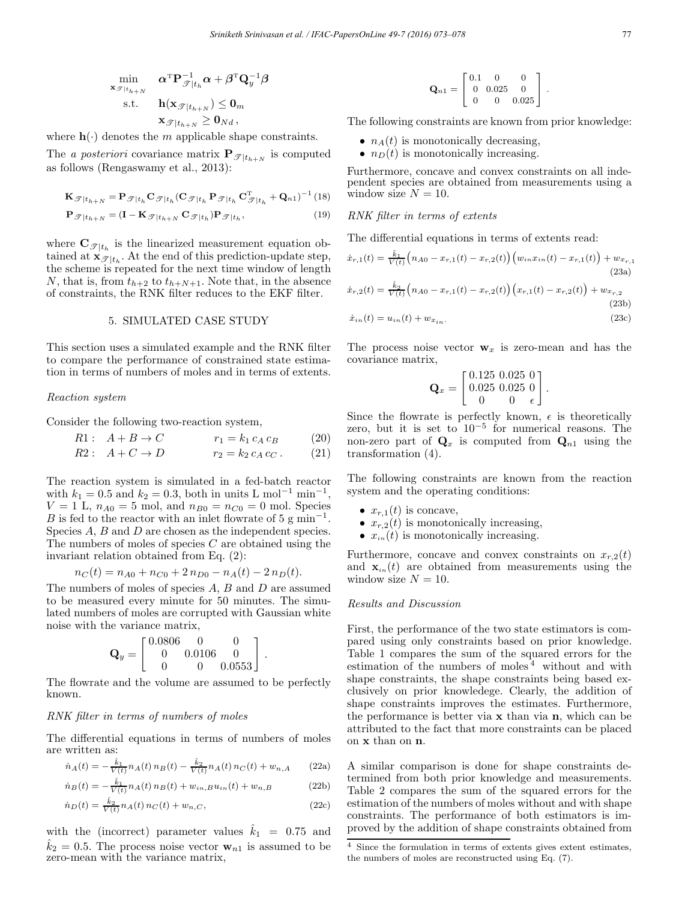$$
\begin{aligned}
\min_{\mathbf{x}_{\mathscr{T}|t_{h+N}}} \quad & \boldsymbol{\alpha}^{\mathrm{T}} \mathbf{P}_{\mathscr{T}|t_h}^{-1} \boldsymbol{\alpha} + \boldsymbol{\beta}^{\mathrm{T}} \mathbf{Q}_y^{-1} \boldsymbol{\beta} \\
\text{s.t.} \quad & \mathbf{h}(\mathbf{x}_{\mathscr{T}|t_{h+N}}) \leq \mathbf{0}_m \\
& \mathbf{x}_{\mathscr{T}|t_{h+N}} \geq \mathbf{0}_{Nd} \,,
\end{aligned}
$$

where $\mathbf{h}(\cdot)$ denotes the $m$ applicable shape constraints.

The *a posteriori* covariance matrix $\mathbf{P}_{\mathscr{T}|t_{h+N}}$ is computed as follows (Rengaswamy et al., 2013):

$$
\mathbf{K}_{\mathscr{T}|t_{h+N}} = \mathbf{P}_{\mathscr{T}|t_h} \mathbf{C}_{\mathscr{T}|t_h} (\mathbf{C}_{\mathscr{T}|t_h} \mathbf{P}_{\mathscr{T}|t_h} \mathbf{C}_{\mathscr{T}|t_h}^{\mathrm{T}} + \mathbf{Q}_{n1})^{-1} \quad (18)
$$

$$
\mathbf{P}_{\mathscr{T}|t_{h+N}} = (\mathbf{I} - \mathbf{K}_{\mathscr{T}|t_{h+N}} \mathbf{C}_{\mathscr{T}|t_h}) \mathbf{P}_{\mathscr{T}|t_h}, \quad (19)
$$

where $\mathbf{C}_{\mathscr{T}|t_h}$ is the linearized measurement equation obtained at $\mathbf{x}_{\mathscr{T}|t_h}$. At the end of this prediction-update step, the scheme is repeated for the next time window of length $N$, that is, from $t_{h+2}$ to $t_{h+N+1}$. Note that, in the absence of constraints, the RNK filter reduces to the EKF filter.

## 5. SIMULATED CASE STUDY

This section uses a simulated example and the RNK filter to compare the performance of constrained state estimation in terms of numbers of moles and in terms of extents.

*Reaction system*

Consider the following two-reaction system,

$$
R1: \quad A + B \rightarrow C \qquad r_1 = k_1\, c_A\, c_B \quad (20)
$$

$$
R2: \quad A + C \rightarrow D \qquad r_2 = k_2\, c_A\, c_C \,. \quad (21)
$$

The reaction system is simulated in a fed-batch reactor with $k_1 = 0.5$ and $k_2 = 0.3$, both in units L mol$^{-1}$ min$^{-1}$, $V = 1$ L, $n_{A0} = 5$ mol, and $n_{B0} = n_{C0} = 0$ mol. Species $B$ is fed to the reactor with an inlet flowrate of 5 g min$^{-1}$. Species $A$, $B$ and $D$ are chosen as the independent species. The numbers of moles of species $C$ are obtained using the invariant relation obtained from Eq. (2):

$$
n_C(t) = n_{A0} + n_{C0} + 2\, n_{D0} - n_A(t) - 2\, n_D(t).
$$

The numbers of moles of species $A$, $B$ and $D$ are assumed to be measured every minute for 50 minutes. The simulated numbers of moles are corrupted with Gaussian white noise with the variance matrix,

$$
\mathbf{Q}_y = \begin{bmatrix} 0.0806 & 0 & 0 \\ 0 & 0.0106 & 0 \\ 0 & 0 & 0.0553 \end{bmatrix}.
$$

The flowrate and the volume are assumed to be perfectly known.

*RNK filter in terms of numbers of moles*

The differential equations in terms of numbers of moles are written as:

$$
\dot{n}_A(t) = -\tfrac{\hat{k}_1}{V(t)} n_A(t)\, n_B(t) - \tfrac{\hat{k}_2}{V(t)} n_A(t)\, n_C(t) + w_{n,A} \quad (22a)
$$

$$
\dot{n}_B(t) = -\tfrac{\hat{k}_1}{V(t)} n_A(t)\, n_B(t) + w_{in,B} u_{in}(t) + w_{n,B} \quad (22b)
$$

$$
\dot{n}_D(t) = \tfrac{\hat{k}_2}{V(t)} n_A(t)\, n_C(t) + w_{n,C}, \quad (22c)
$$

with the (incorrect) parameter values $\hat{k}_1 = 0.75$ and $\hat{k}_2 = 0.5$. The process noise vector $\mathbf{w}_{n1}$ is assumed to be zero-mean with the variance matrix,

$$
\mathbf{Q}_{n1} = \begin{bmatrix} 0.1 & 0 & 0 \\ 0 & 0.025 & 0 \\ 0 & 0 & 0.025 \end{bmatrix}.
$$

The following constraints are known from prior knowledge:

- $n_A(t)$ is monotonically decreasing,
- $n_D(t)$ is monotonically increasing.

Furthermore, concave and convex constraints on all independent species are obtained from measurements using a window size $N = 10$.

*RNK filter in terms of extents*

The differential equations in terms of extents read:

$$
\dot{x}_{r,1}(t) = \tfrac{\hat{k}_1}{V(t)} \big(n_{A0} - x_{r,1}(t) - x_{r,2}(t)\big) \big(w_{in} x_{in}(t) - x_{r,1}(t)\big) + w_{x_{r,1}} \quad (23a)
$$

$$
\dot{x}_{r,2}(t) = \tfrac{\hat{k}_2}{V(t)} \big(n_{A0} - x_{r,1}(t) - x_{r,2}(t)\big) \big(x_{r,1}(t) - x_{r,2}(t)\big) + w_{x_{r,2}} \quad (23b)
$$

$$
\dot{x}_{in}(t) = u_{in}(t) + w_{x_{in}}. \quad (23c)
$$

The process noise vector $\mathbf{w}_x$ is zero-mean and has the covariance matrix,

$$
\mathbf{Q}_x = \begin{bmatrix} 0.125 & 0.025 & 0 \\ 0.025 & 0.025 & 0 \\ 0 & 0 & \epsilon \end{bmatrix}.
$$

Since the flowrate is perfectly known, $\epsilon$ is theoretically zero, but it is set to $10^{-5}$ for numerical reasons. The non-zero part of $\mathbf{Q}_x$ is computed from $\mathbf{Q}_{n1}$ using the transformation (4).

The following constraints are known from the reaction system and the operating conditions:

- $x_{r,1}(t)$ is concave,
- $x_{r,2}(t)$ is monotonically increasing,
- $x_{in}(t)$ is monotonically increasing.

Furthermore, concave and convex constraints on $x_{r,2}(t)$ and $\mathbf{x}_{in}(t)$ are obtained from measurements using the window size $N = 10$.

*Results and Discussion*

First, the performance of the two state estimators is compared using only constraints based on prior knowledge. Table 1 compares the sum of the squared errors for the estimation of the numbers of moles[4] without and with shape constraints, the shape constraints being based exclusively on prior knowledege. Clearly, the addition of shape constraints improves the estimates. Furthermore, the performance is better via $\mathbf{x}$ than via $\mathbf{n}$, which can be attributed to the fact that more constraints can be placed on $\mathbf{x}$ than on $\mathbf{n}$.

A similar comparison is done for shape constraints determined from both prior knowledge and measurements. Table 2 compares the sum of the squared errors for the estimation of the numbers of moles without and with shape constraints. The performance of both estimators is improved by the addition of shape constraints obtained from

[4] Since the formulation in terms of extents gives extent estimates, the numbers of moles are reconstructed using Eq. (7).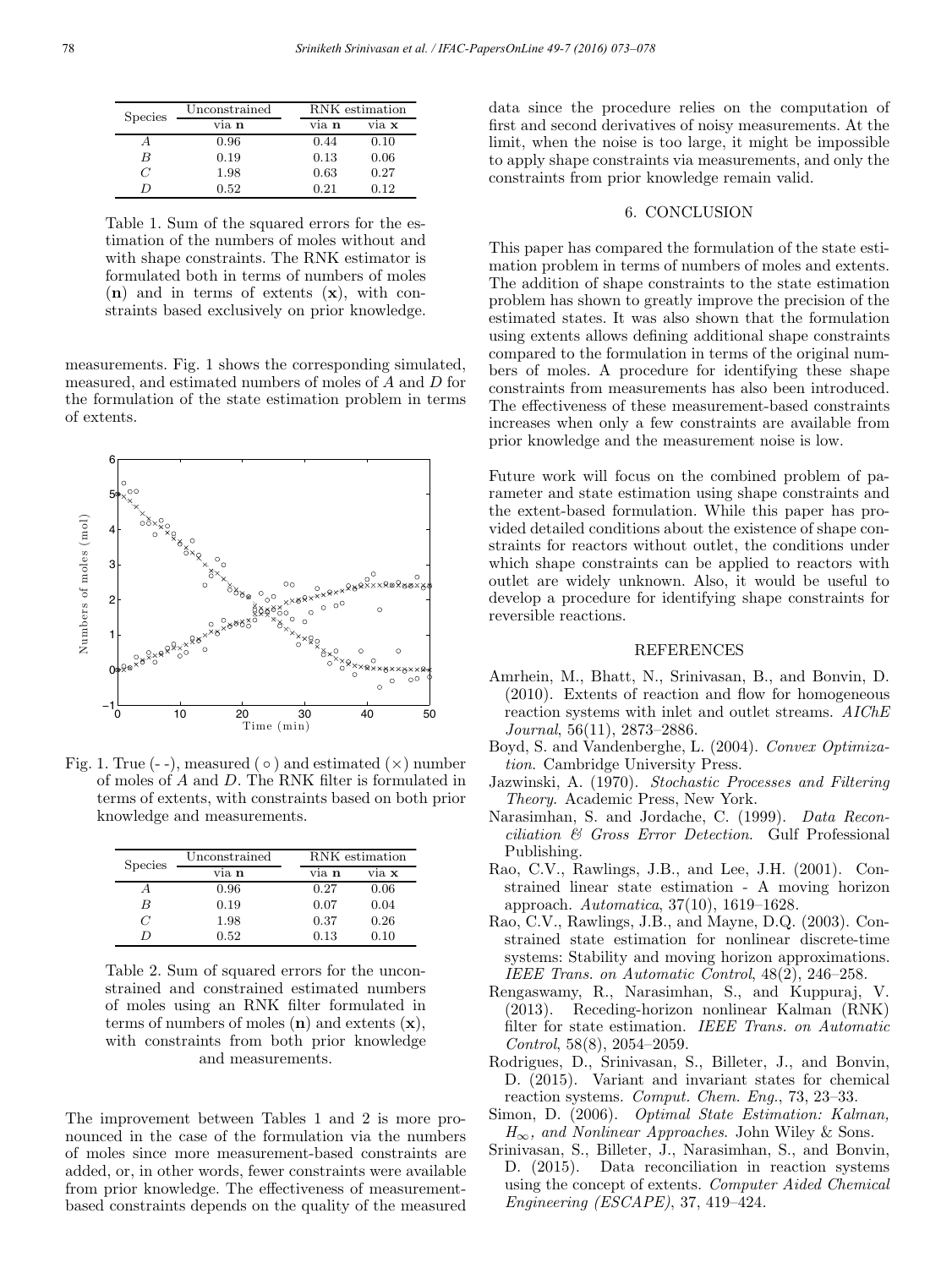| Species | Unconstrained | RNK estimation | |
|---|---|---|---|
| | via $\mathbf{n}$ | via $\mathbf{n}$ | via $\mathbf{x}$ |
| $A$ | 0.96 | 0.44 | 0.10 |
| $B$ | 0.19 | 0.13 | 0.06 |
| $C$ | 1.98 | 0.63 | 0.27 |
| $D$ | 0.52 | 0.21 | 0.12 |

Table 1. Sum of the squared errors for the estimation of the numbers of moles without and with shape constraints. The RNK estimator is formulated both in terms of numbers of moles ($\mathbf{n}$) and in terms of extents ($\mathbf{x}$), with constraints based exclusively on prior knowledge.

measurements. Fig. 1 shows the corresponding simulated, measured, and estimated numbers of moles of $A$ and $D$ for the formulation of the state estimation problem in terms of extents.

Numbers of moles (mol)
6
5
4
3
2
1
0
−1
0
10
20
30
40
50
Time (min)

Fig. 1. True (- -), measured (◦) and estimated (×) number of moles of $A$ and $D$. The RNK filter is formulated in terms of extents, with constraints based on both prior knowledge and measurements.

| Species | Unconstrained | RNK estimation | |
|---|---|---|---|
| | via $\mathbf{n}$ | via $\mathbf{n}$ | via $\mathbf{x}$ |
| $A$ | 0.96 | 0.27 | 0.06 |
| $B$ | 0.19 | 0.07 | 0.04 |
| $C$ | 1.98 | 0.37 | 0.26 |
| $D$ | 0.52 | 0.13 | 0.10 |

Table 2. Sum of squared errors for the unconstrained and constrained estimated numbers of moles using an RNK filter formulated in terms of numbers of moles ($\mathbf{n}$) and extents ($\mathbf{x}$), with constraints from both prior knowledge and measurements.

The improvement between Tables 1 and 2 is more pronounced in the case of the formulation via the numbers of moles since more measurement-based constraints are added, or, in other words, fewer constraints were available from prior knowledge. The effectiveness of measurement-based constraints depends on the quality of the measured data since the procedure relies on the computation of first and second derivatives of noisy measurements. At the limit, when the noise is too large, it might be impossible to apply shape constraints via measurements, and only the constraints from prior knowledge remain valid.

## 6. CONCLUSION

This paper has compared the formulation of the state estimation problem in terms of numbers of moles and extents. The addition of shape constraints to the state estimation problem has shown to greatly improve the precision of the estimated states. It was also shown that the formulation using extents allows defining additional shape constraints compared to the formulation in terms of the original numbers of moles. A procedure for identifying these shape constraints from measurements has also been introduced. The effectiveness of these measurement-based constraints increases when only a few constraints are available from prior knowledge and the measurement noise is low.

Future work will focus on the combined problem of parameter and state estimation using shape constraints and the extent-based formulation. While this paper has provided detailed conditions about the existence of shape constraints for reactors without outlet, the conditions under which shape constraints can be applied to reactors with outlet are widely unknown. Also, it would be useful to develop a procedure for identifying shape constraints for reversible reactions.

## REFERENCES

Amrhein, M., Bhatt, N., Srinivasan, B., and Bonvin, D. (2010). Extents of reaction and flow for homogeneous reaction systems with inlet and outlet streams. *AIChE Journal*, 56(11), 2873–2886.

Boyd, S. and Vandenberghe, L. (2004). *Convex Optimization*. Cambridge University Press.

Jazwinski, A. (1970). *Stochastic Processes and Filtering Theory*. Academic Press, New York.

Narasimhan, S. and Jordache, C. (1999). *Data Reconciliation & Gross Error Detection*. Gulf Professional Publishing.

Rao, C.V., Rawlings, J.B., and Lee, J.H. (2001). Constrained linear state estimation - A moving horizon approach. *Automatica*, 37(10), 1619–1628.

Rao, C.V., Rawlings, J.B., and Mayne, D.Q. (2003). Constrained state estimation for nonlinear discrete-time systems: Stability and moving horizon approximations. *IEEE Trans. on Automatic Control*, 48(2), 246–258.

Rengaswamy, R., Narasimhan, S., and Kuppuraj, V. (2013). Receding-horizon nonlinear Kalman (RNK) filter for state estimation. *IEEE Trans. on Automatic Control*, 58(8), 2054–2059.

Rodrigues, D., Srinivasan, S., Billeter, J., and Bonvin, D. (2015). Variant and invariant states for chemical reaction systems. *Comput. Chem. Eng.*, 73, 23–33.

Simon, D. (2006). *Optimal State Estimation: Kalman, $H_\infty$, and Nonlinear Approaches*. John Wiley & Sons.

Srinivasan, S., Billeter, J., Narasimhan, S., and Bonvin, D. (2015). Data reconciliation in reaction systems using the concept of extents. *Computer Aided Chemical Engineering (ESCAPE)*, 37, 419–424.